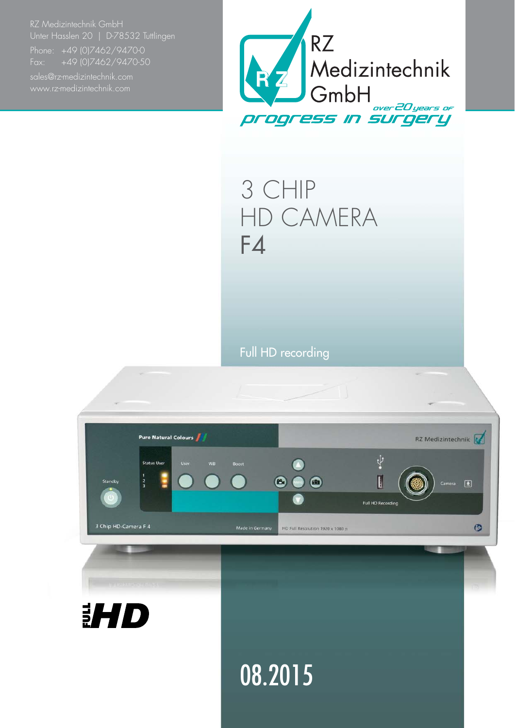RZ Medizintechnik GmbH
Unter Hasslen 20 | D-78532 Tuttlingen
Phone: +49 (0)7462/9470-0
Fax: +49 (0)7462/9470-50
sales@rz-medizintechnik.com
www.rz-medizintechnik.com

RZ Medizintechnik GmbH

over 20 years of progress in surgery

# 3 CHIP HD CAMERA F4

Full HD recording

FULL HD

08.2015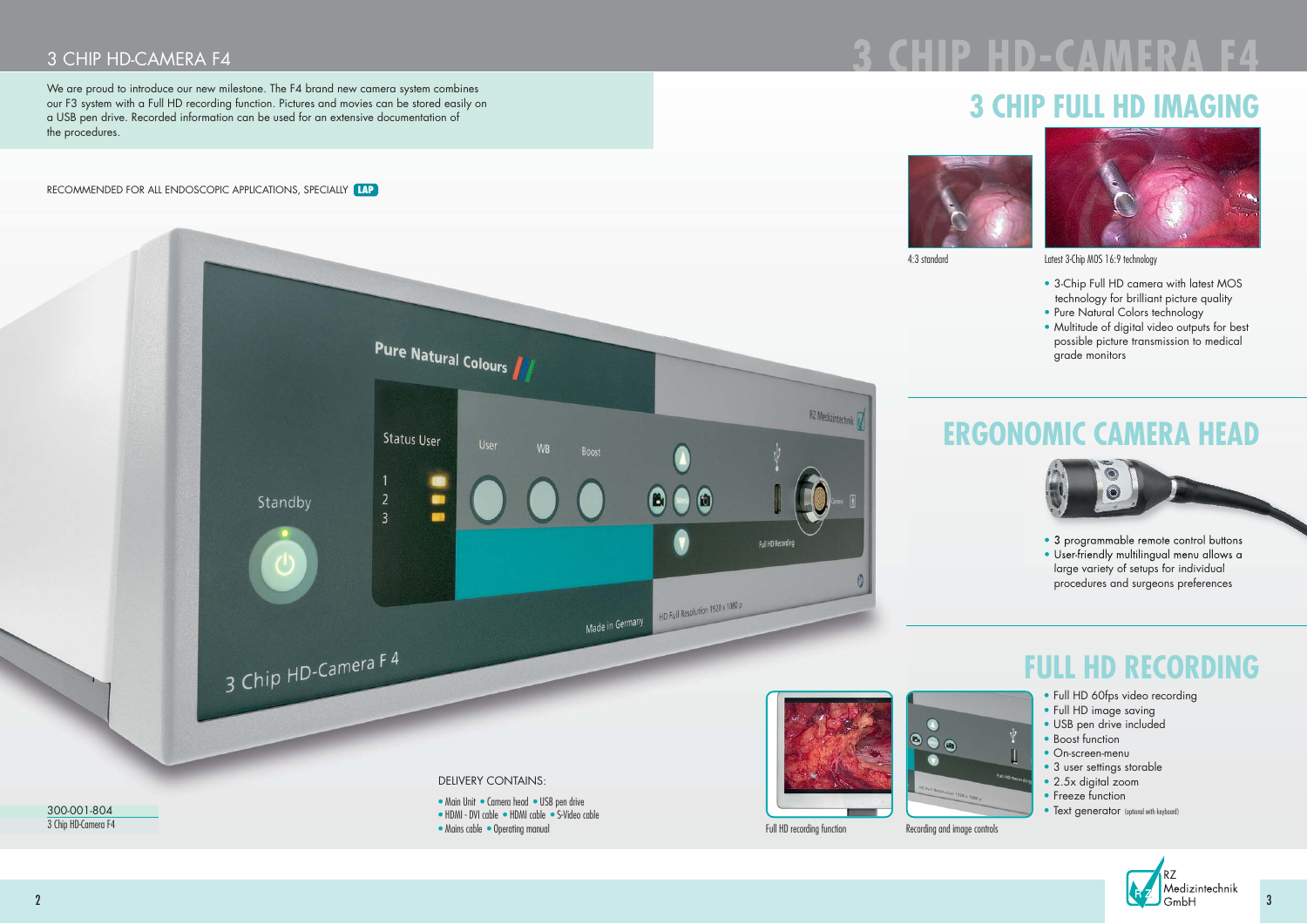# 3 CHIP HD-CAMERA F4

We are proud to introduce our new milestone. The F4 brand new camera system combines our F3 system with a Full HD recording function. Pictures and movies can be stored easily on a USB pen drive. Recorded information can be used for an extensive documentation of the procedures.

RECOMMENDED FOR ALL ENDOSCOPIC APPLICATIONS, SPECIALLY LAP

DELIVERY CONTAINS:

- Main Unit
- Camera head
- USB pen drive
- HDMI - DVI cable
- HDMI cable
- S-Video cable
- Mains cable
- Operating manual

300-001-804
3 Chip HD-Camera F4

## 3 CHIP FULL HD IMAGING

4:3 standard

Latest 3-Chip MOS 16:9 technology

- 3-Chip Full HD camera with latest MOS technology for brilliant picture quality
- Pure Natural Colors technology
- Multitude of digital video outputs for best possible picture transmission to medical grade monitors

## ERGONOMIC CAMERA HEAD

- 3 programmable remote control buttons
- User-friendly multilingual menu allows a large variety of setups for individual procedures and surgeons preferences

## FULL HD RECORDING

- Full HD 60fps video recording
- Full HD image saving
- USB pen drive included
- Boost function
- On-screen-menu
- 3 user settings storable
- 2.5x digital zoom
- Freeze function
- Text generator (optional with keyboard)

Full HD recording function

Recording and image controls

RZ Medizintechnik GmbH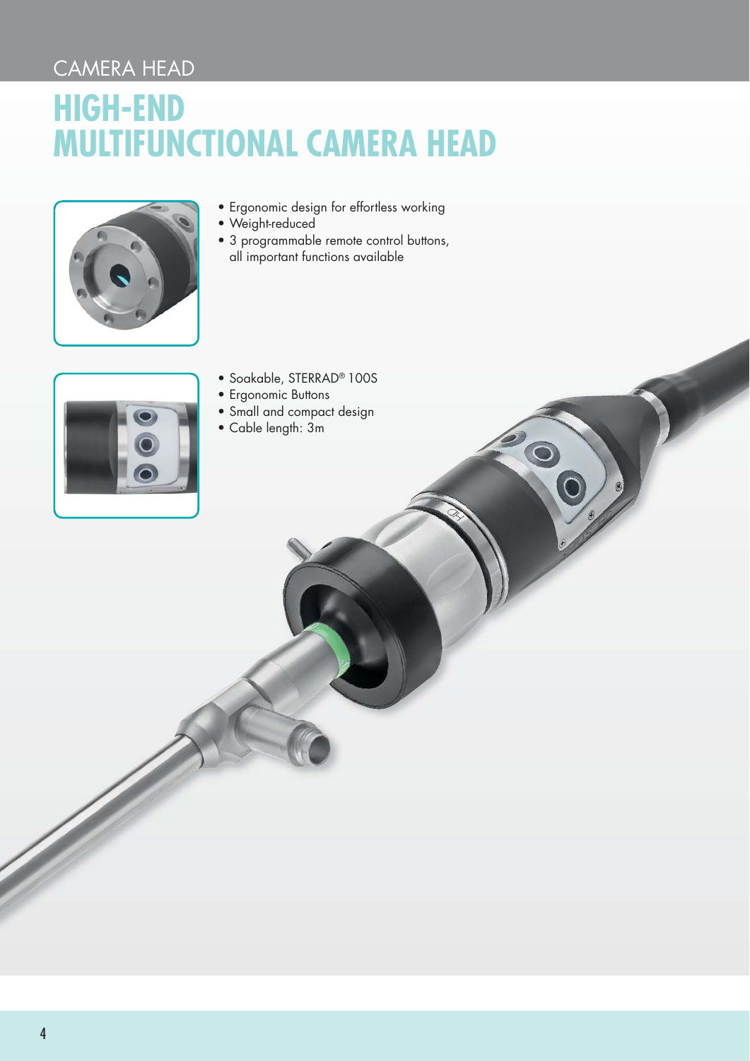CAMERA HEAD

# HIGH-END MULTIFUNCTIONAL CAMERA HEAD

- Ergonomic design for effortless working
- Weight-reduced
- 3 programmable remote control buttons, all important functions available

- Soakable, STERRAD® 100S
- Ergonomic Buttons
- Small and compact design
- Cable length: 3m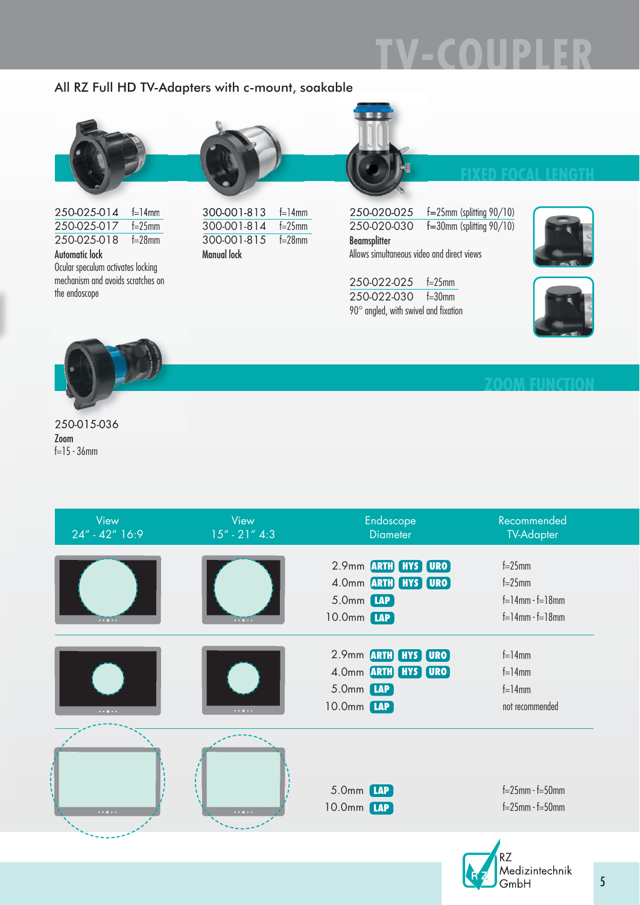# TV-COUPLER

## All RZ Full HD TV-Adapters with c-mount, soakable

### FIXED FOCAL LENGTH

| | |
|---|---|
| 250-025-014 | f=14mm |
| 250-025-017 | f=25mm |
| 250-025-018 | f=28mm |

**Automatic lock**

Ocular speculum activates locking mechanism and avoids scratches on the endoscope

| | |
|---|---|
| 300-001-813 | f=14mm |
| 300-001-814 | f=25mm |
| 300-001-815 | f=28mm |

**Manual lock**

| | |
|---|---|
| 250-020-025 | f=25mm (splitting 90/10) |
| 250-020-030 | f=30mm (splitting 90/10) |

**Beamsplitter**

Allows simultaneous video and direct views

| | |
|---|---|
| 250-022-025 | f=25mm |
| 250-022-030 | f=30mm |

90° angled, with swivel and fixation

### ZOOM FUNCTION

250-015-036

**Zoom**

f=15 - 36mm

| View 24" - 42" 16:9 | View 15" - 21" 4:3 | Endoscope Diameter | Recommended TV-Adapter |
|---|---|---|---|
| | | 2.9mm ARTH HYS URO | f=25mm |
| | | 4.0mm ARTH HYS URO | f=25mm |
| | | 5.0mm LAP | f=14mm - f=18mm |
| | | 10.0mm LAP | f=14mm - f=18mm |
| | | 2.9mm ARTH HYS URO | f=14mm |
| | | 4.0mm ARTH HYS URO | f=14mm |
| | | 5.0mm LAP | f=14mm |
| | | 10.0mm LAP | not recommended |
| | | 5.0mm LAP | f=25mm - f=50mm |
| | | 10.0mm LAP | f=25mm - f=50mm |

RZ Medizintechnik GmbH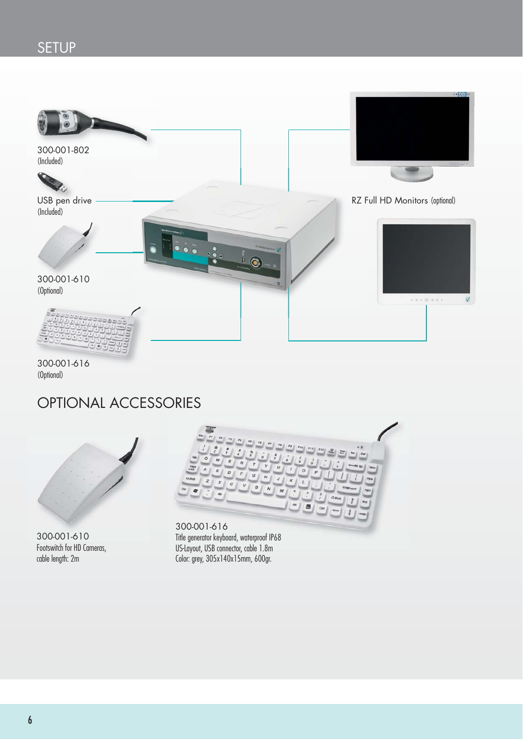# SETUP

300-001-802
(Included)

USB pen drive
(Included)

300-001-610
(Optional)

300-001-616
(Optional)

RZ Full HD Monitors (optional)

## OPTIONAL ACCESSORIES

300-001-610
Footswitch for HD Cameras,
cable length: 2m

300-001-616
Title generator keyboard, waterproof IP68
US-Layout, USB connector, cable 1.8m
Color: grey, 305x140x15mm, 600gr.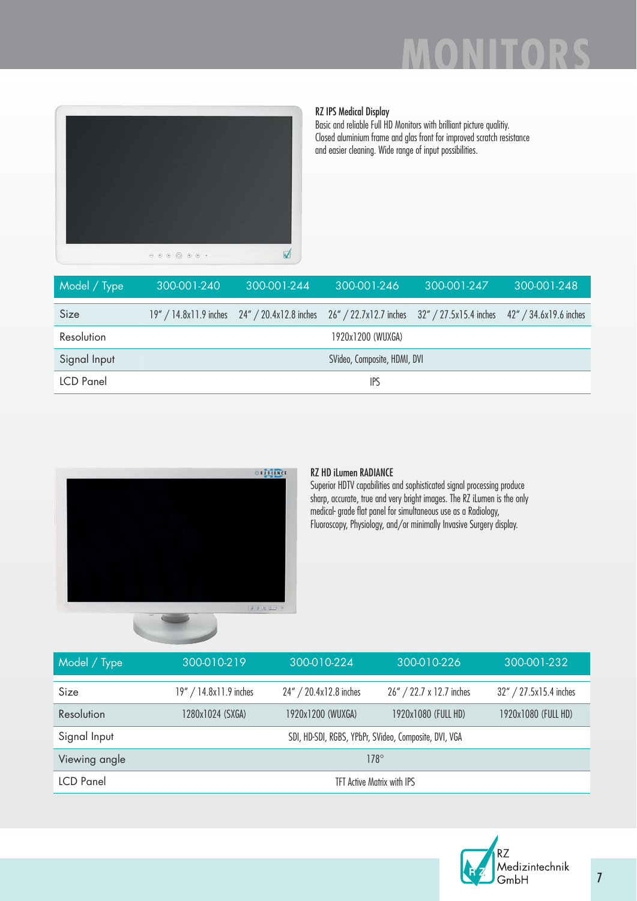# MONITORS

**RZ IPS Medical Display**

Basic and reliable Full HD Monitors with brilliant picture qualitiy. Closed aluminium frame and glas front for improved scratch resistance and easier cleaning. Wide range of input possibilities.

| Model / Type | 300-001-240 | 300-001-244 | 300-001-246 | 300-001-247 | 300-001-248 |
|---|---|---|---|---|---|
| Size | 19" / 14.8x11.9 inches | 24" / 20.4x12.8 inches | 26" / 22.7x12.7 inches | 32" / 27.5x15.4 inches | 42" / 34.6x19.6 inches |
| Resolution | 1920x1200 (WUXGA) | | | | |
| Signal Input | SVideo, Composite, HDMI, DVI | | | | |
| LCD Panel | IPS | | | | |

**RZ HD iLumen RADIANCE**

Superior HDTV capabilities and sophisticated signal processing produce sharp, accurate, true and very bright images. The RZ iLumen is the only medical- grade flat panel for simultaneous use as a Radiology, Fluoroscopy, Physiology, and/or minimally Invasive Surgery display.

| Model / Type | 300-010-219 | 300-010-224 | 300-010-226 | 300-001-232 |
|---|---|---|---|---|
| Size | 19" / 14.8x11.9 inches | 24" / 20.4x12.8 inches | 26" / 22.7 x 12.7 inches | 32" / 27.5x15.4 inches |
| Resolution | 1280x1024 (SXGA) | 1920x1200 (WUXGA) | 1920x1080 (FULL HD) | 1920x1080 (FULL HD) |
| Signal Input | SDI, HD-SDI, RGBS, YPbPr, SVideo, Composite, DVI, VGA | | | |
| Viewing angle | 178° | | | |
| LCD Panel | TFT Active Matrix with IPS | | | |

RZ Medizintechnik GmbH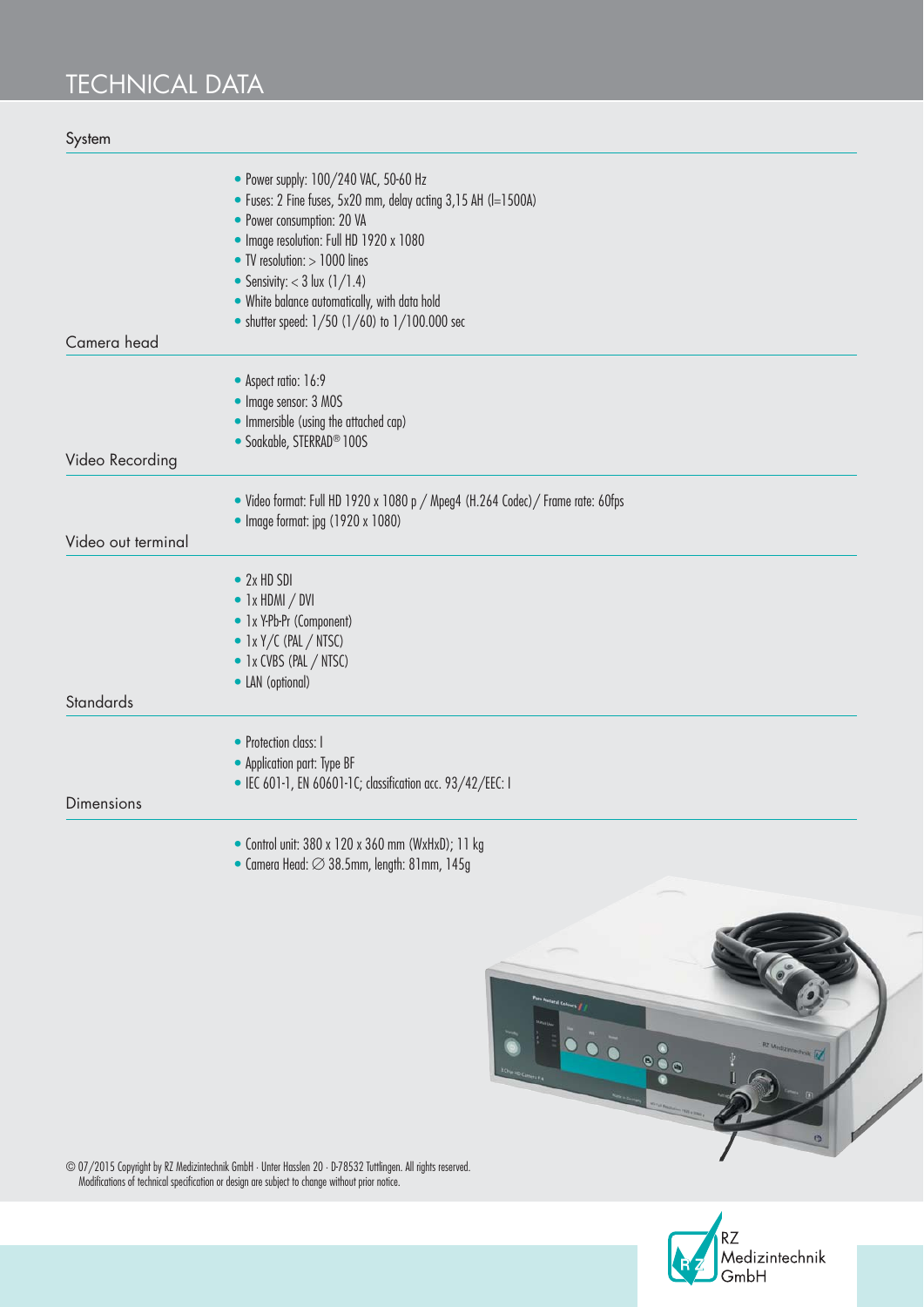# TECHNICAL DATA

## System

- Power supply: 100/240 VAC, 50-60 Hz
- Fuses: 2 Fine fuses, 5x20 mm, delay acting 3,15 AH (I=1500A)
- Power consumption: 20 VA
- Image resolution: Full HD 1920 x 1080
- TV resolution: > 1000 lines
- Sensivity: < 3 lux (1/1.4)
- White balance automatically, with data hold
- shutter speed: 1/50 (1/60) to 1/100.000 sec

## Camera head

- Aspect ratio: 16:9
- Image sensor: 3 MOS
- Immersible (using the attached cap)
- Soakable, STERRAD® 100S

## Video Recording

- Video format: Full HD 1920 x 1080 p / Mpeg4 (H.264 Codec) / Frame rate: 60fps
- Image format: jpg (1920 x 1080)

## Video out terminal

- 2x HD SDI
- 1x HDMI / DVI
- 1x Y-Pb-Pr (Component)
- 1x Y/C (PAL / NTSC)
- 1x CVBS (PAL / NTSC)
- LAN (optional)

## Standards

- Protection class: I
- Application part: Type BF
- IEC 601-1, EN 60601-1C; classification acc. 93/42/EEC: I

## Dimensions

- Control unit: 380 x 120 x 360 mm (WxHxD); 11 kg
- Camera Head: ∅ 38.5mm, length: 81mm, 145g

© 07/2015 Copyright by RZ Medizintechnik GmbH · Unter Hasslen 20 · D-78532 Tuttlingen. All rights reserved.
Modifications of technical specification or design are subject to change without prior notice.

RZ Medizintechnik GmbH